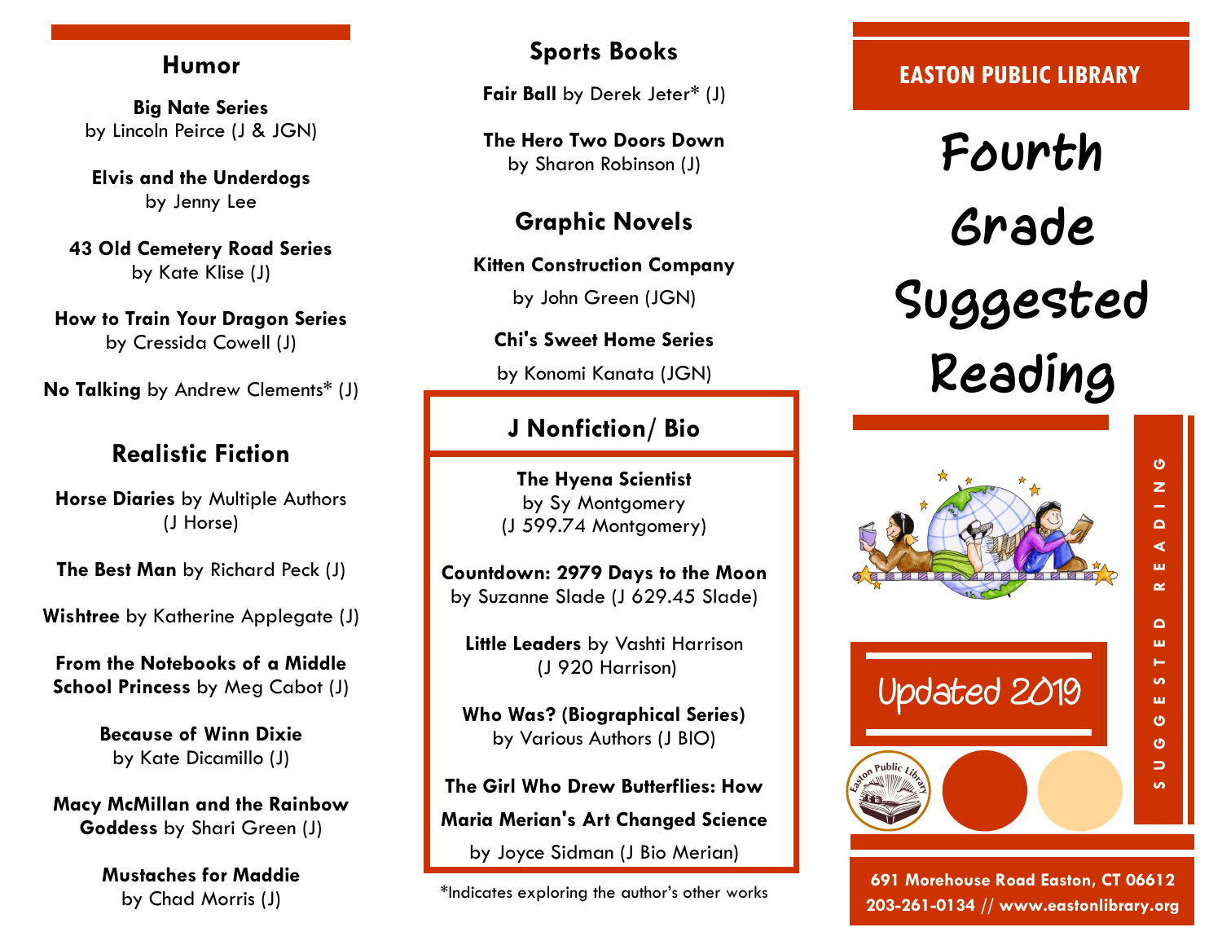## Humor

**Big Nate Series**
by Lincoln Peirce (J & JGN)

**Elvis and the Underdogs**
by Jenny Lee

**43 Old Cemetery Road Series**
by Kate Klise (J)

**How to Train Your Dragon Series**
by Cressida Cowell (J)

**No Talking** by Andrew Clements* (J)

## Realistic Fiction

**Horse Diaries** by Multiple Authors (J Horse)

**The Best Man** by Richard Peck (J)

**Wishtree** by Katherine Applegate (J)

**From the Notebooks of a Middle School Princess** by Meg Cabot (J)

**Because of Winn Dixie**
by Kate Dicamillo (J)

**Macy McMillan and the Rainbow Goddess** by Shari Green (J)

**Mustaches for Maddie**
by Chad Morris (J)

## Sports Books

**Fair Ball** by Derek Jeter* (J)

**The Hero Two Doors Down**
by Sharon Robinson (J)

## Graphic Novels

**Kitten Construction Company**
by John Green (JGN)

**Chi's Sweet Home Series**
by Konomi Kanata (JGN)

## J Nonfiction/ Bio

**The Hyena Scientist**
by Sy Montgomery
(J 599.74 Montgomery)

**Countdown: 2979 Days to the Moon**
by Suzanne Slade (J 629.45 Slade)

**Little Leaders** by Vashti Harrison
(J 920 Harrison)

**Who Was? (Biographical Series)**
by Various Authors (J BIO)

**The Girl Who Drew Butterflies: How Maria Merian's Art Changed Science**
by Joyce Sidman (J Bio Merian)

*Indicates exploring the author's other works

**EASTON PUBLIC LIBRARY**

# Fourth Grade Suggested Reading

Updated 2019

SUGGESTED READING

**691 Morehouse Road Easton, CT 06612**
**203-261-0134 // www.eastonlibrary.org**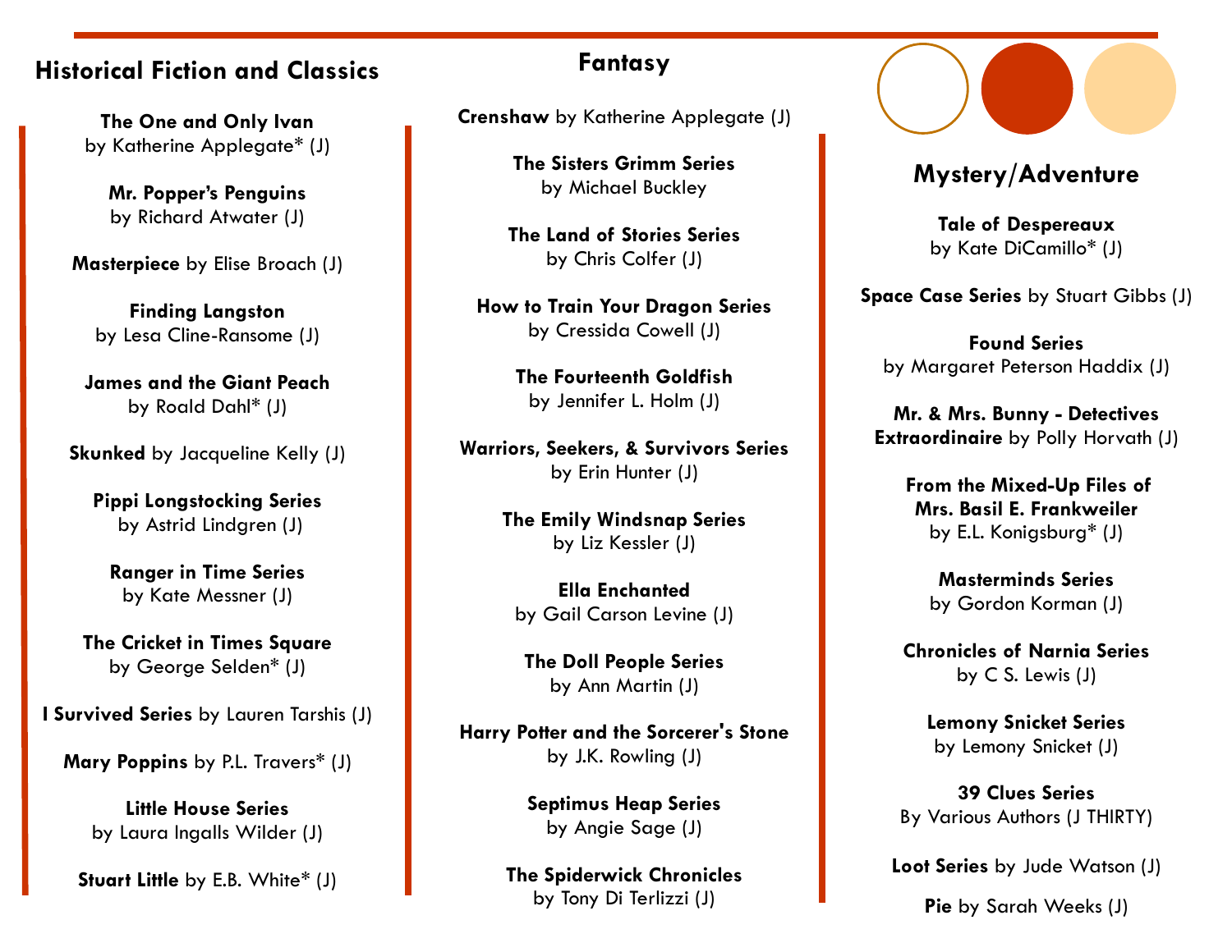## Historical Fiction and Classics

**The One and Only Ivan** by Katherine Applegate* (J)

**Mr. Popper's Penguins** by Richard Atwater (J)

**Masterpiece** by Elise Broach (J)

**Finding Langston** by Lesa Cline-Ransome (J)

**James and the Giant Peach** by Roald Dahl* (J)

**Skunked** by Jacqueline Kelly (J)

**Pippi Longstocking Series** by Astrid Lindgren (J)

**Ranger in Time Series** by Kate Messner (J)

**The Cricket in Times Square** by George Selden* (J)

**I Survived Series** by Lauren Tarshis (J)

**Mary Poppins** by P.L. Travers* (J)

**Little House Series** by Laura Ingalls Wilder (J)

**Stuart Little** by E.B. White* (J)

## Fantasy

**Crenshaw** by Katherine Applegate (J)

**The Sisters Grimm Series** by Michael Buckley

**The Land of Stories Series** by Chris Colfer (J)

**How to Train Your Dragon Series** by Cressida Cowell (J)

**The Fourteenth Goldfish** by Jennifer L. Holm (J)

**Warriors, Seekers, & Survivors Series** by Erin Hunter (J)

**The Emily Windsnap Series** by Liz Kessler (J)

**Ella Enchanted** by Gail Carson Levine (J)

**The Doll People Series** by Ann Martin (J)

**Harry Potter and the Sorcerer's Stone** by J.K. Rowling (J)

**Septimus Heap Series** by Angie Sage (J)

**The Spiderwick Chronicles** by Tony Di Terlizzi (J)

## Mystery/Adventure

**Tale of Despereaux** by Kate DiCamillo* (J)

**Space Case Series** by Stuart Gibbs (J)

**Found Series** by Margaret Peterson Haddix (J)

**Mr. & Mrs. Bunny - Detectives Extraordinaire** by Polly Horvath (J)

**From the Mixed-Up Files of Mrs. Basil E. Frankweiler** by E.L. Konigsburg* (J)

**Masterminds Series** by Gordon Korman (J)

**Chronicles of Narnia Series** by C S. Lewis (J)

**Lemony Snicket Series** by Lemony Snicket (J)

**39 Clues Series** By Various Authors (J THIRTY)

**Loot Series** by Jude Watson (J)

**Pie** by Sarah Weeks (J)